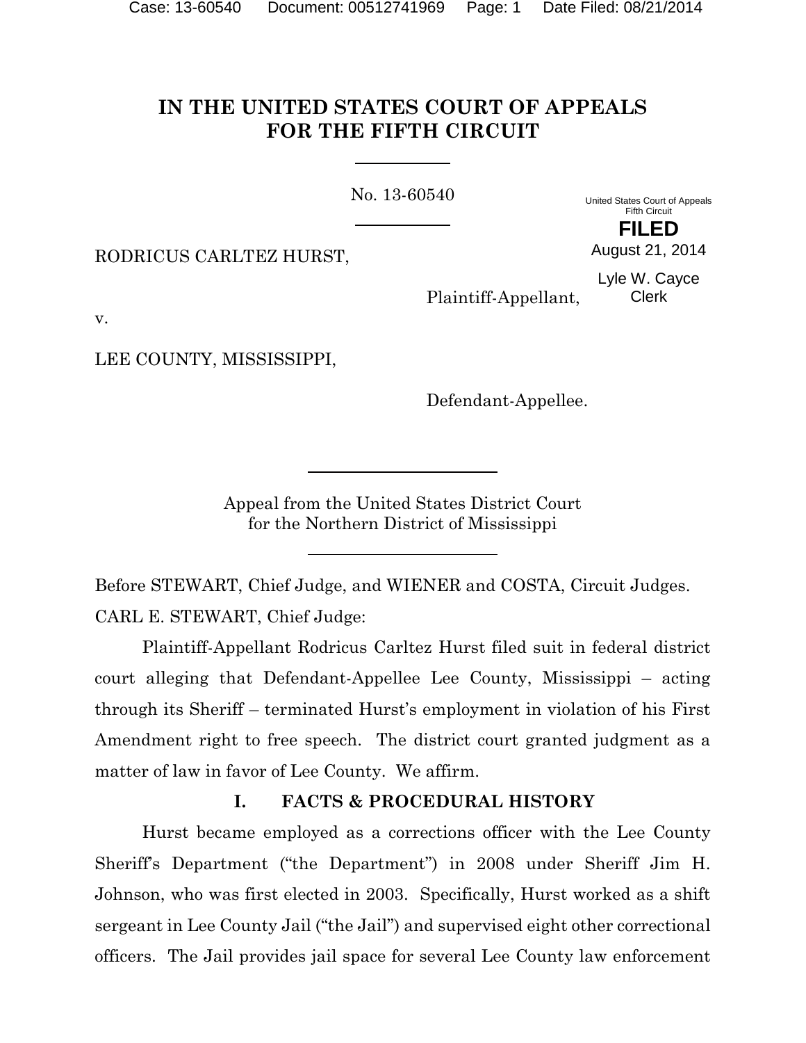# IN THE UNITED STATES COURT OF APPEALS FOR THE FIFTH CIRCUIT

No. 13-60540

United States Court of Appeals
Fifth Circuit

**FILED**

August 21, 2014

Lyle W. Cayce
Clerk

RODRICUS CARLTEZ HURST,

Plaintiff-Appellant,

v.

LEE COUNTY, MISSISSIPPI,

Defendant-Appellee.

Appeal from the United States District Court
for the Northern District of Mississippi

Before STEWART, Chief Judge, and WIENER and COSTA, Circuit Judges.

CARL E. STEWART, Chief Judge:

Plaintiff-Appellant Rodricus Carltez Hurst filed suit in federal district court alleging that Defendant-Appellee Lee County, Mississippi – acting through its Sheriff – terminated Hurst's employment in violation of his First Amendment right to free speech. The district court granted judgment as a matter of law in favor of Lee County. We affirm.

## I. FACTS & PROCEDURAL HISTORY

Hurst became employed as a corrections officer with the Lee County Sheriff's Department ("the Department") in 2008 under Sheriff Jim H. Johnson, who was first elected in 2003. Specifically, Hurst worked as a shift sergeant in Lee County Jail ("the Jail") and supervised eight other correctional officers. The Jail provides jail space for several Lee County law enforcement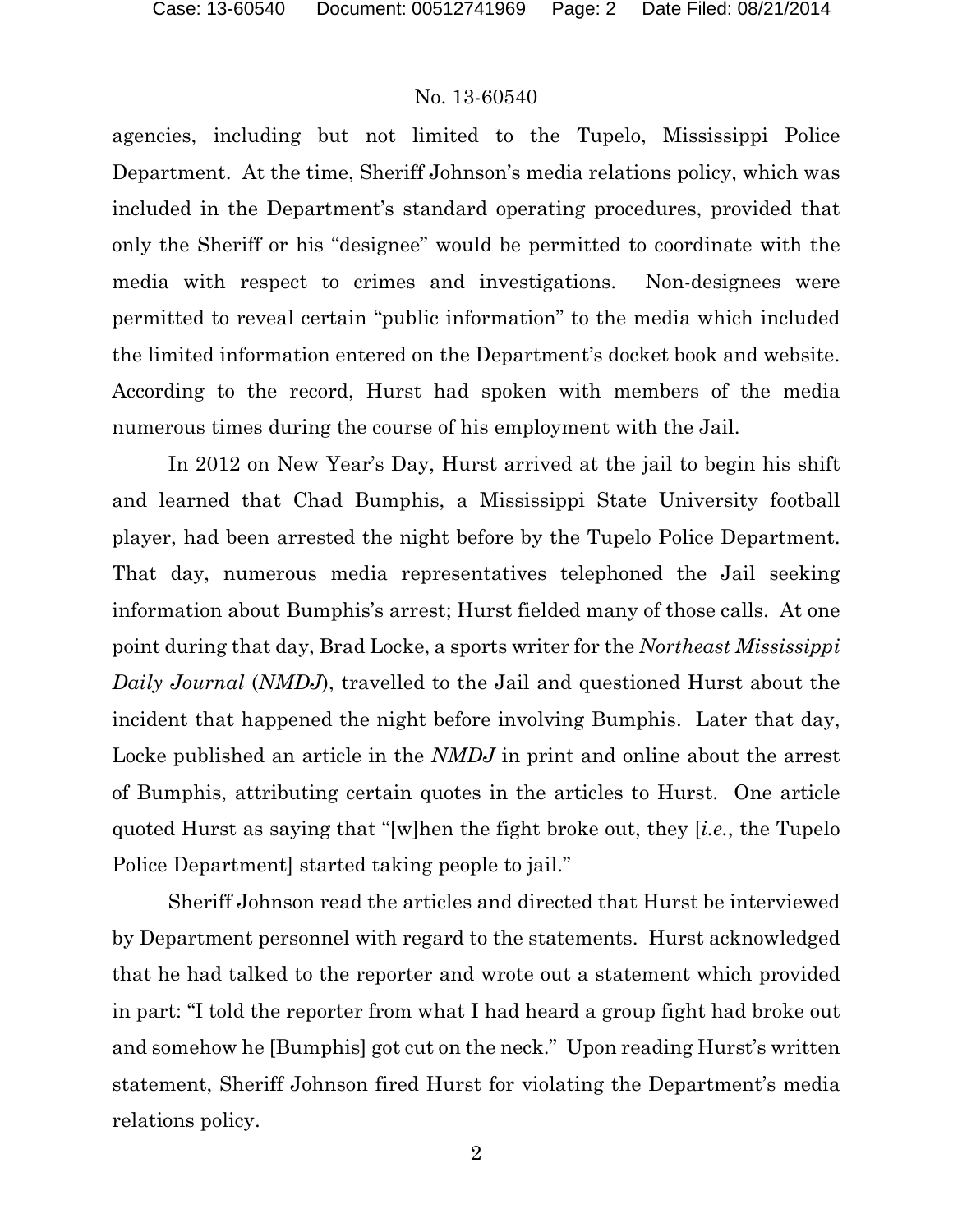agencies, including but not limited to the Tupelo, Mississippi Police Department. At the time, Sheriff Johnson's media relations policy, which was included in the Department's standard operating procedures, provided that only the Sheriff or his "designee" would be permitted to coordinate with the media with respect to crimes and investigations. Non-designees were permitted to reveal certain "public information" to the media which included the limited information entered on the Department's docket book and website. According to the record, Hurst had spoken with members of the media numerous times during the course of his employment with the Jail.

In 2012 on New Year's Day, Hurst arrived at the jail to begin his shift and learned that Chad Bumphis, a Mississippi State University football player, had been arrested the night before by the Tupelo Police Department. That day, numerous media representatives telephoned the Jail seeking information about Bumphis's arrest; Hurst fielded many of those calls. At one point during that day, Brad Locke, a sports writer for the *Northeast Mississippi Daily Journal* (*NMDJ*), travelled to the Jail and questioned Hurst about the incident that happened the night before involving Bumphis. Later that day, Locke published an article in the *NMDJ* in print and online about the arrest of Bumphis, attributing certain quotes in the articles to Hurst. One article quoted Hurst as saying that "[w]hen the fight broke out, they [*i.e.*, the Tupelo Police Department] started taking people to jail."

Sheriff Johnson read the articles and directed that Hurst be interviewed by Department personnel with regard to the statements. Hurst acknowledged that he had talked to the reporter and wrote out a statement which provided in part: "I told the reporter from what I had heard a group fight had broke out and somehow he [Bumphis] got cut on the neck." Upon reading Hurst's written statement, Sheriff Johnson fired Hurst for violating the Department's media relations policy.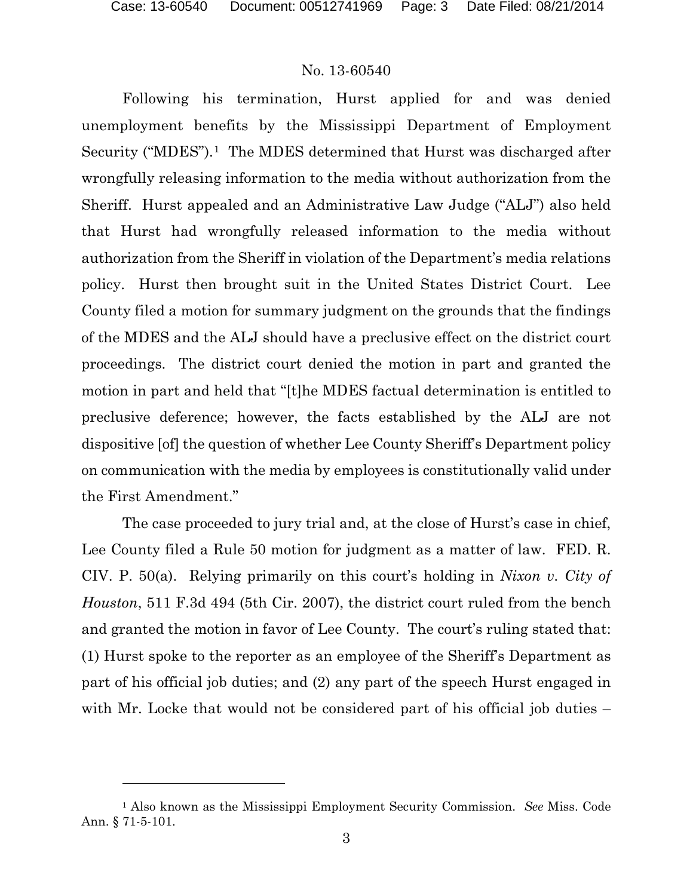Following his termination, Hurst applied for and was denied unemployment benefits by the Mississippi Department of Employment Security ("MDES").[1] The MDES determined that Hurst was discharged after wrongfully releasing information to the media without authorization from the Sheriff. Hurst appealed and an Administrative Law Judge ("ALJ") also held that Hurst had wrongfully released information to the media without authorization from the Sheriff in violation of the Department's media relations policy. Hurst then brought suit in the United States District Court. Lee County filed a motion for summary judgment on the grounds that the findings of the MDES and the ALJ should have a preclusive effect on the district court proceedings. The district court denied the motion in part and granted the motion in part and held that "[t]he MDES factual determination is entitled to preclusive deference; however, the facts established by the ALJ are not dispositive [of] the question of whether Lee County Sheriff's Department policy on communication with the media by employees is constitutionally valid under the First Amendment."

The case proceeded to jury trial and, at the close of Hurst's case in chief, Lee County filed a Rule 50 motion for judgment as a matter of law. FED. R. CIV. P. 50(a). Relying primarily on this court's holding in *Nixon v. City of Houston*, 511 F.3d 494 (5th Cir. 2007), the district court ruled from the bench and granted the motion in favor of Lee County. The court's ruling stated that: (1) Hurst spoke to the reporter as an employee of the Sheriff's Department as part of his official job duties; and (2) any part of the speech Hurst engaged in with Mr. Locke that would not be considered part of his official job duties –

[1] Also known as the Mississippi Employment Security Commission. *See* Miss. Code Ann. § 71-5-101.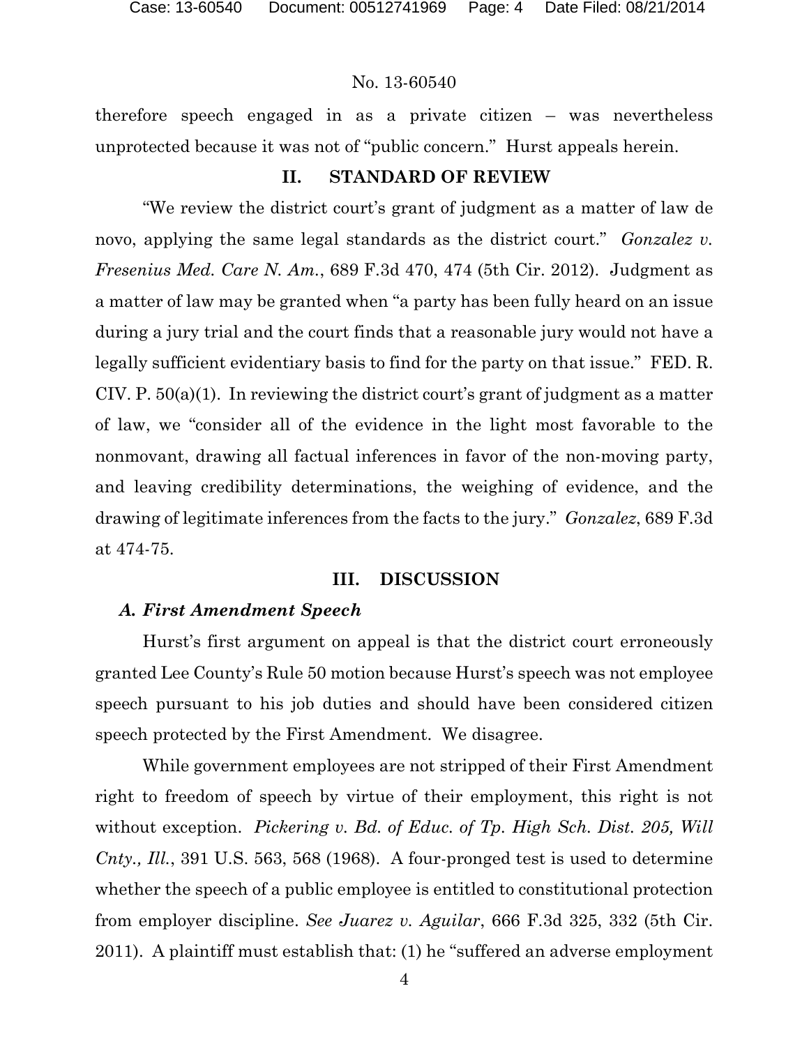therefore speech engaged in as a private citizen – was nevertheless unprotected because it was not of "public concern." Hurst appeals herein.

## II. STANDARD OF REVIEW

"We review the district court's grant of judgment as a matter of law de novo, applying the same legal standards as the district court." *Gonzalez v. Fresenius Med. Care N. Am.*, 689 F.3d 470, 474 (5th Cir. 2012). Judgment as a matter of law may be granted when "a party has been fully heard on an issue during a jury trial and the court finds that a reasonable jury would not have a legally sufficient evidentiary basis to find for the party on that issue." FED. R. CIV. P. 50(a)(1). In reviewing the district court's grant of judgment as a matter of law, we "consider all of the evidence in the light most favorable to the nonmovant, drawing all factual inferences in favor of the non-moving party, and leaving credibility determinations, the weighing of evidence, and the drawing of legitimate inferences from the facts to the jury." *Gonzalez*, 689 F.3d at 474-75.

## III. DISCUSSION

### *A. First Amendment Speech*

Hurst's first argument on appeal is that the district court erroneously granted Lee County's Rule 50 motion because Hurst's speech was not employee speech pursuant to his job duties and should have been considered citizen speech protected by the First Amendment. We disagree.

While government employees are not stripped of their First Amendment right to freedom of speech by virtue of their employment, this right is not without exception. *Pickering v. Bd. of Educ. of Tp. High Sch. Dist. 205, Will Cnty., Ill.*, 391 U.S. 563, 568 (1968). A four-pronged test is used to determine whether the speech of a public employee is entitled to constitutional protection from employer discipline. *See Juarez v. Aguilar*, 666 F.3d 325, 332 (5th Cir. 2011). A plaintiff must establish that: (1) he "suffered an adverse employment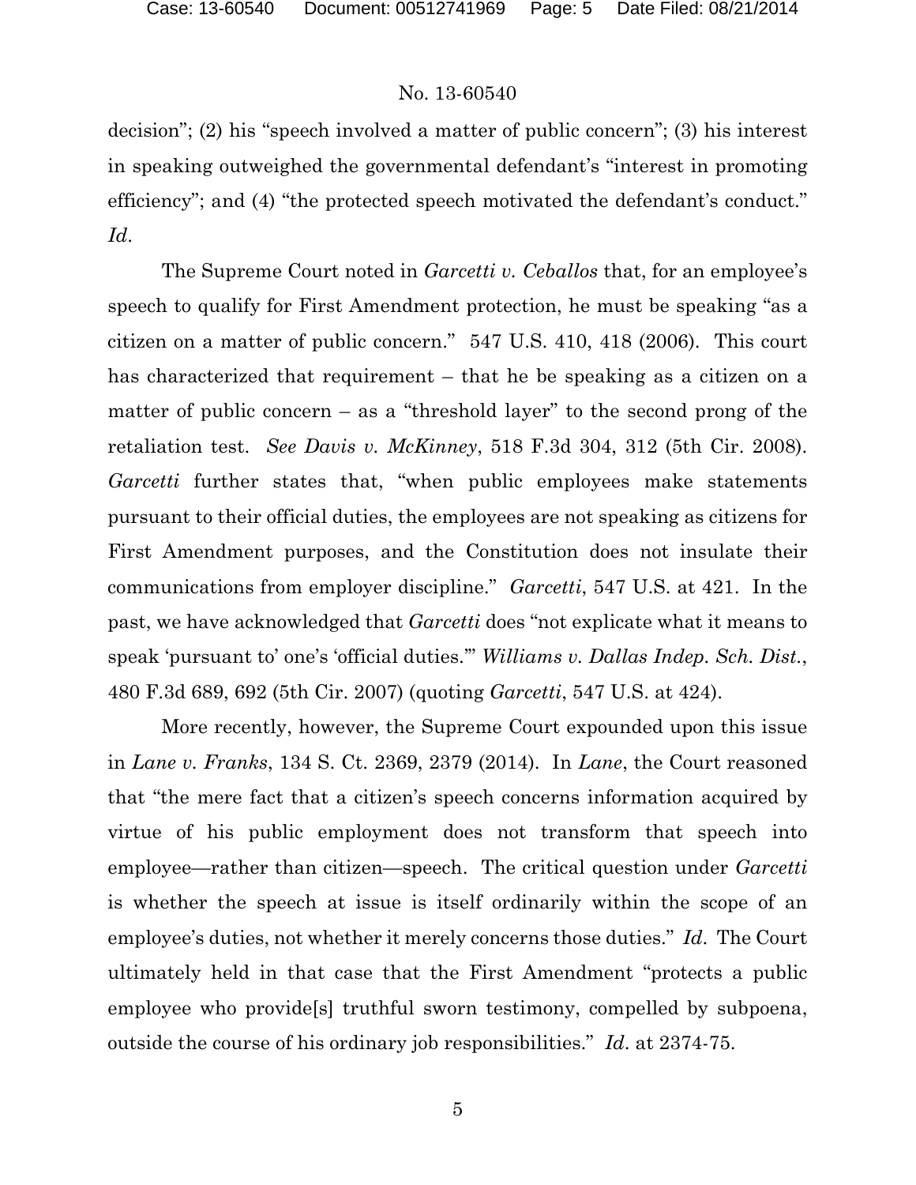decision”; (2) his “speech involved a matter of public concern”; (3) his interest in speaking outweighed the governmental defendant’s “interest in promoting efficiency”; and (4) “the protected speech motivated the defendant’s conduct.” *Id*.

The Supreme Court noted in *Garcetti v. Ceballos* that, for an employee’s speech to qualify for First Amendment protection, he must be speaking “as a citizen on a matter of public concern.” 547 U.S. 410, 418 (2006). This court has characterized that requirement – that he be speaking as a citizen on a matter of public concern – as a “threshold layer” to the second prong of the retaliation test. *See Davis v. McKinney*, 518 F.3d 304, 312 (5th Cir. 2008). *Garcetti* further states that, “when public employees make statements pursuant to their official duties, the employees are not speaking as citizens for First Amendment purposes, and the Constitution does not insulate their communications from employer discipline.” *Garcetti*, 547 U.S. at 421. In the past, we have acknowledged that *Garcetti* does “not explicate what it means to speak ‘pursuant to’ one’s ‘official duties.’” *Williams v. Dallas Indep. Sch. Dist.*, 480 F.3d 689, 692 (5th Cir. 2007) (quoting *Garcetti*, 547 U.S. at 424).

More recently, however, the Supreme Court expounded upon this issue in *Lane v. Franks*, 134 S. Ct. 2369, 2379 (2014). In *Lane*, the Court reasoned that “the mere fact that a citizen’s speech concerns information acquired by virtue of his public employment does not transform that speech into employee—rather than citizen—speech. The critical question under *Garcetti* is whether the speech at issue is itself ordinarily within the scope of an employee’s duties, not whether it merely concerns those duties.” *Id*. The Court ultimately held in that case that the First Amendment “protects a public employee who provide[s] truthful sworn testimony, compelled by subpoena, outside the course of his ordinary job responsibilities.” *Id*. at 2374-75.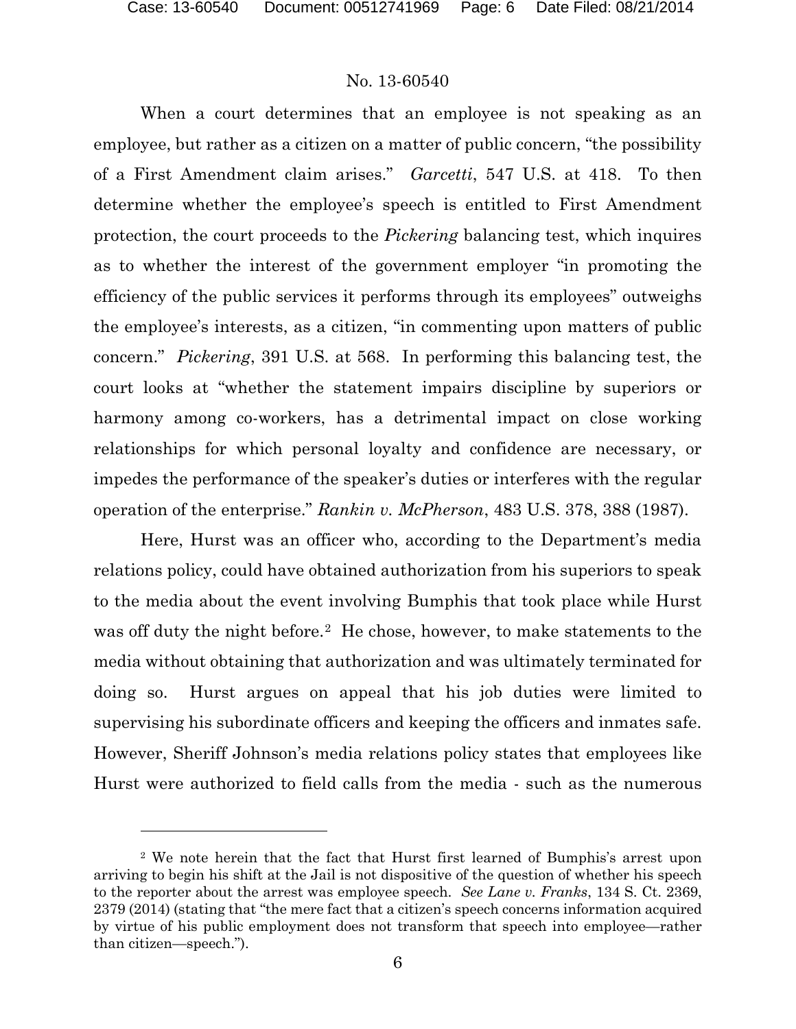When a court determines that an employee is not speaking as an employee, but rather as a citizen on a matter of public concern, "the possibility of a First Amendment claim arises." *Garcetti*, 547 U.S. at 418. To then determine whether the employee's speech is entitled to First Amendment protection, the court proceeds to the *Pickering* balancing test, which inquires as to whether the interest of the government employer "in promoting the efficiency of the public services it performs through its employees" outweighs the employee's interests, as a citizen, "in commenting upon matters of public concern." *Pickering*, 391 U.S. at 568. In performing this balancing test, the court looks at "whether the statement impairs discipline by superiors or harmony among co-workers, has a detrimental impact on close working relationships for which personal loyalty and confidence are necessary, or impedes the performance of the speaker's duties or interferes with the regular operation of the enterprise." *Rankin v. McPherson*, 483 U.S. 378, 388 (1987).

Here, Hurst was an officer who, according to the Department's media relations policy, could have obtained authorization from his superiors to speak to the media about the event involving Bumphis that took place while Hurst was off duty the night before.[2] He chose, however, to make statements to the media without obtaining that authorization and was ultimately terminated for doing so. Hurst argues on appeal that his job duties were limited to supervising his subordinate officers and keeping the officers and inmates safe. However, Sheriff Johnson's media relations policy states that employees like Hurst were authorized to field calls from the media - such as the numerous

[2] We note herein that the fact that Hurst first learned of Bumphis's arrest upon arriving to begin his shift at the Jail is not dispositive of the question of whether his speech to the reporter about the arrest was employee speech. *See Lane v. Franks*, 134 S. Ct. 2369, 2379 (2014) (stating that "the mere fact that a citizen's speech concerns information acquired by virtue of his public employment does not transform that speech into employee—rather than citizen—speech.").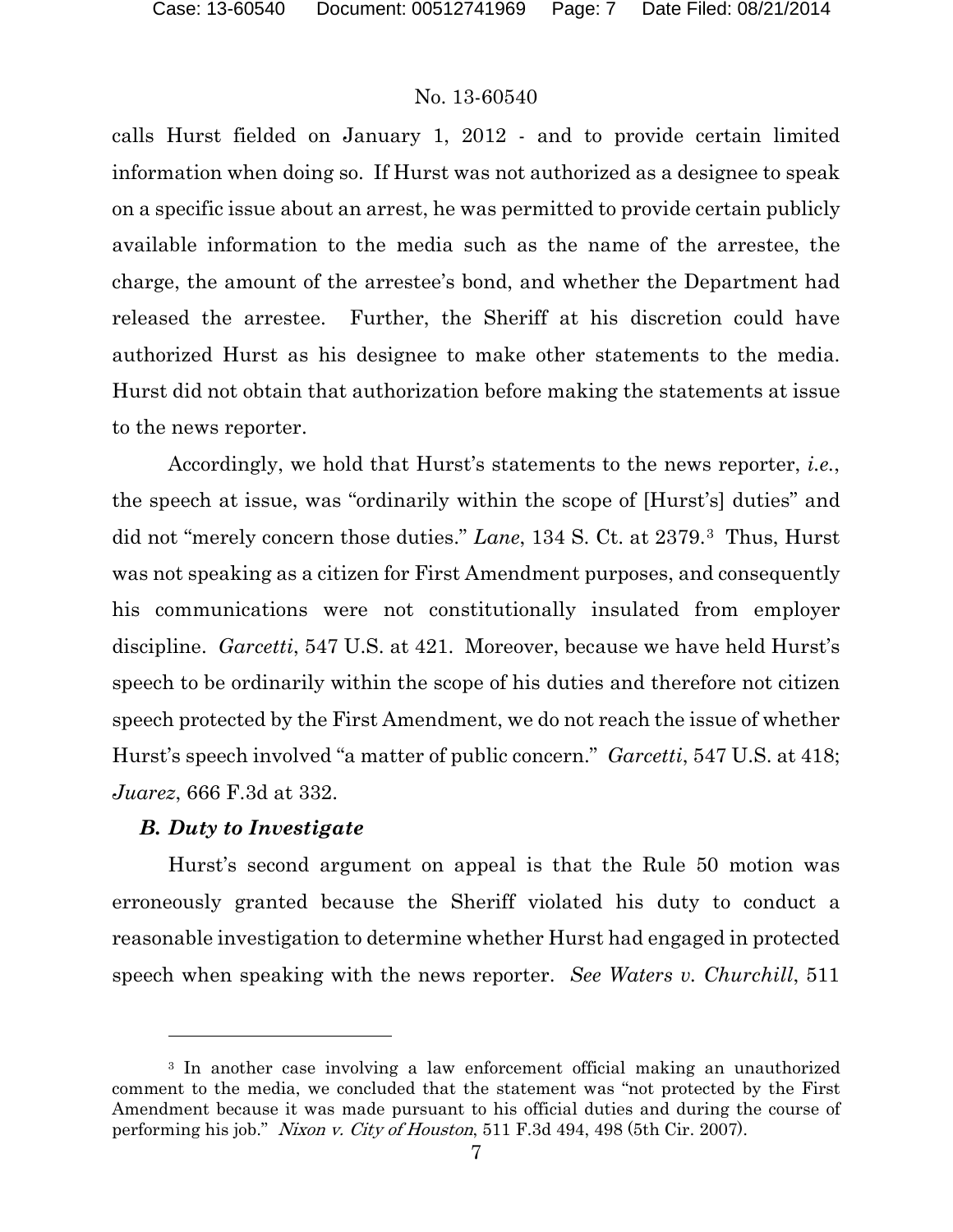calls Hurst fielded on January 1, 2012 - and to provide certain limited information when doing so. If Hurst was not authorized as a designee to speak on a specific issue about an arrest, he was permitted to provide certain publicly available information to the media such as the name of the arrestee, the charge, the amount of the arrestee's bond, and whether the Department had released the arrestee. Further, the Sheriff at his discretion could have authorized Hurst as his designee to make other statements to the media. Hurst did not obtain that authorization before making the statements at issue to the news reporter.

Accordingly, we hold that Hurst's statements to the news reporter, *i.e.*, the speech at issue, was "ordinarily within the scope of [Hurst's] duties" and did not "merely concern those duties." *Lane*, 134 S. Ct. at 2379.[3] Thus, Hurst was not speaking as a citizen for First Amendment purposes, and consequently his communications were not constitutionally insulated from employer discipline. *Garcetti*, 547 U.S. at 421. Moreover, because we have held Hurst's speech to be ordinarily within the scope of his duties and therefore not citizen speech protected by the First Amendment, we do not reach the issue of whether Hurst's speech involved "a matter of public concern." *Garcetti*, 547 U.S. at 418; *Juarez*, 666 F.3d at 332.

### *B. Duty to Investigate*

Hurst's second argument on appeal is that the Rule 50 motion was erroneously granted because the Sheriff violated his duty to conduct a reasonable investigation to determine whether Hurst had engaged in protected speech when speaking with the news reporter. *See Waters v. Churchill*, 511

---

[3] In another case involving a law enforcement official making an unauthorized comment to the media, we concluded that the statement was "not protected by the First Amendment because it was made pursuant to his official duties and during the course of performing his job." *Nixon v. City of Houston*, 511 F.3d 494, 498 (5th Cir. 2007).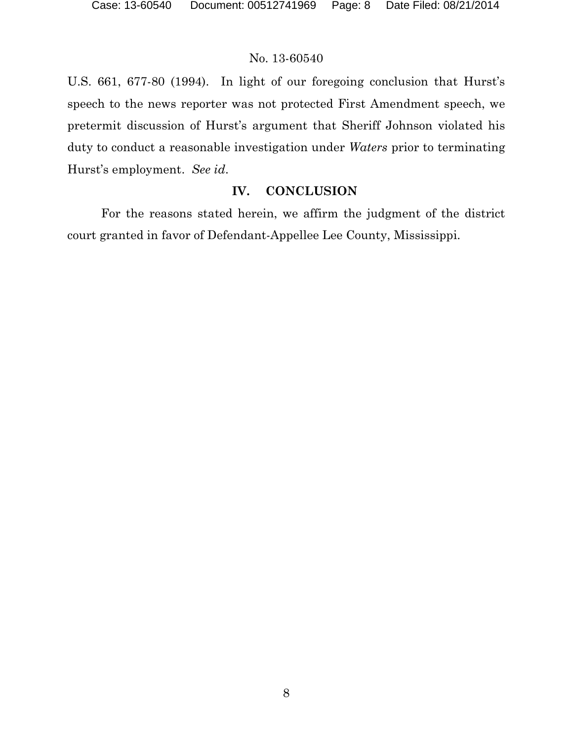U.S. 661, 677-80 (1994). In light of our foregoing conclusion that Hurst's speech to the news reporter was not protected First Amendment speech, we pretermit discussion of Hurst's argument that Sheriff Johnson violated his duty to conduct a reasonable investigation under *Waters* prior to terminating Hurst's employment. *See id*.

## IV. CONCLUSION

For the reasons stated herein, we affirm the judgment of the district court granted in favor of Defendant-Appellee Lee County, Mississippi.